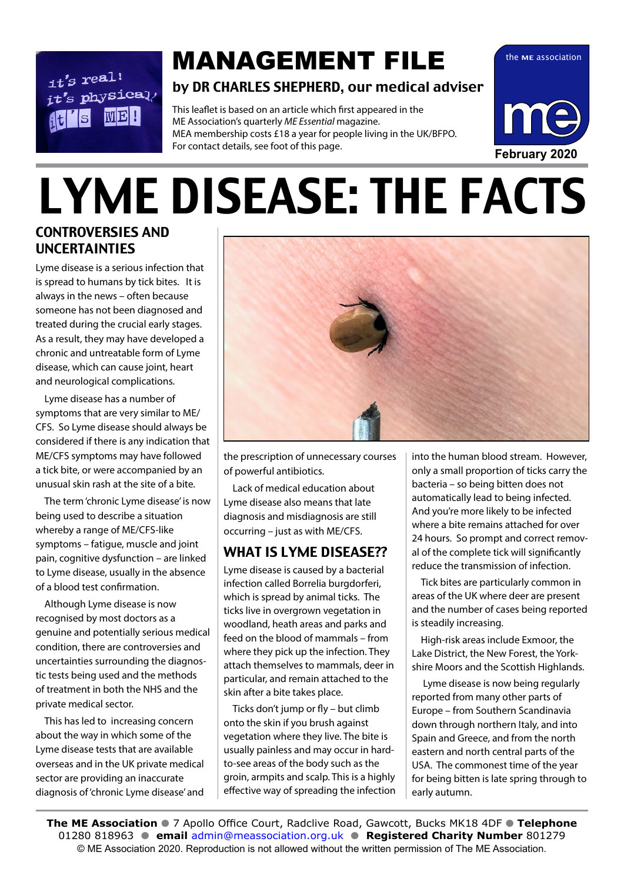# MANAGEMENT FILE

**by DR CHARLES SHEPHERD, our medical adviser**

This leaflet is based on an article which first appeared in the ME Association's quarterly *ME Essential* magazine. MEA membership costs £18 a year for people living in the UK/BFPO. For contact details, see foot of this page.

February 2020

# LYME DISEASE: THE FACTS

## CONTROVERSIES AND UNCERTAINTIES

Lyme disease is a serious infection that is spread to humans by tick bites. It is always in the news – often because someone has not been diagnosed and treated during the crucial early stages. As a result, they may have developed a chronic and untreatable form of Lyme disease, which can cause joint, heart and neurological complications.

Lyme disease has a number of symptoms that are very similar to ME/CFS. So Lyme disease should always be considered if there is any indication that ME/CFS symptoms may have followed a tick bite, or were accompanied by an unusual skin rash at the site of a bite.

The term 'chronic Lyme disease' is now being used to describe a situation whereby a range of ME/CFS-like symptoms – fatigue, muscle and joint pain, cognitive dysfunction – are linked to Lyme disease, usually in the absence of a blood test confirmation.

Although Lyme disease is now recognised by most doctors as a genuine and potentially serious medical condition, there are controversies and uncertainties surrounding the diagnostic tests being used and the methods of treatment in both the NHS and the private medical sector.

This has led to increasing concern about the way in which some of the Lyme disease tests that are available overseas and in the UK private medical sector are providing an inaccurate diagnosis of 'chronic Lyme disease' and the prescription of unnecessary courses of powerful antibiotics.

Lack of medical education about Lyme disease also means that late diagnosis and misdiagnosis are still occurring – just as with ME/CFS.

## WHAT IS LYME DISEASE??

Lyme disease is caused by a bacterial infection called Borrelia burgdorferi, which is spread by animal ticks. The ticks live in overgrown vegetation in woodland, heath areas and parks and feed on the blood of mammals – from where they pick up the infection. They attach themselves to mammals, deer in particular, and remain attached to the skin after a bite takes place.

Ticks don't jump or fly – but climb onto the skin if you brush against vegetation where they live. The bite is usually painless and may occur in hard-to-see areas of the body such as the groin, armpits and scalp. This is a highly effective way of spreading the infection into the human blood stream. However, only a small proportion of ticks carry the bacteria – so being bitten does not automatically lead to being infected. And you're more likely to be infected where a bite remains attached for over 24 hours. So prompt and correct removal of the complete tick will significantly reduce the transmission of infection.

Tick bites are particularly common in areas of the UK where deer are present and the number of cases being reported is steadily increasing.

High-risk areas include Exmoor, the Lake District, the New Forest, the Yorkshire Moors and the Scottish Highlands.

Lyme disease is now being regularly reported from many other parts of Europe – from Southern Scandinavia down through northern Italy, and into Spain and Greece, and from the north eastern and north central parts of the USA. The commonest time of the year for being bitten is late spring through to early autumn.

**The ME Association** ● 7 Apollo Office Court, Radclive Road, Gawcott, Bucks MK18 4DF ● **Telephone** 01280 818963 ● **email** admin@meassociation.org.uk ● **Registered Charity Number** 801279
© ME Association 2020. Reproduction is not allowed without the written permission of The ME Association.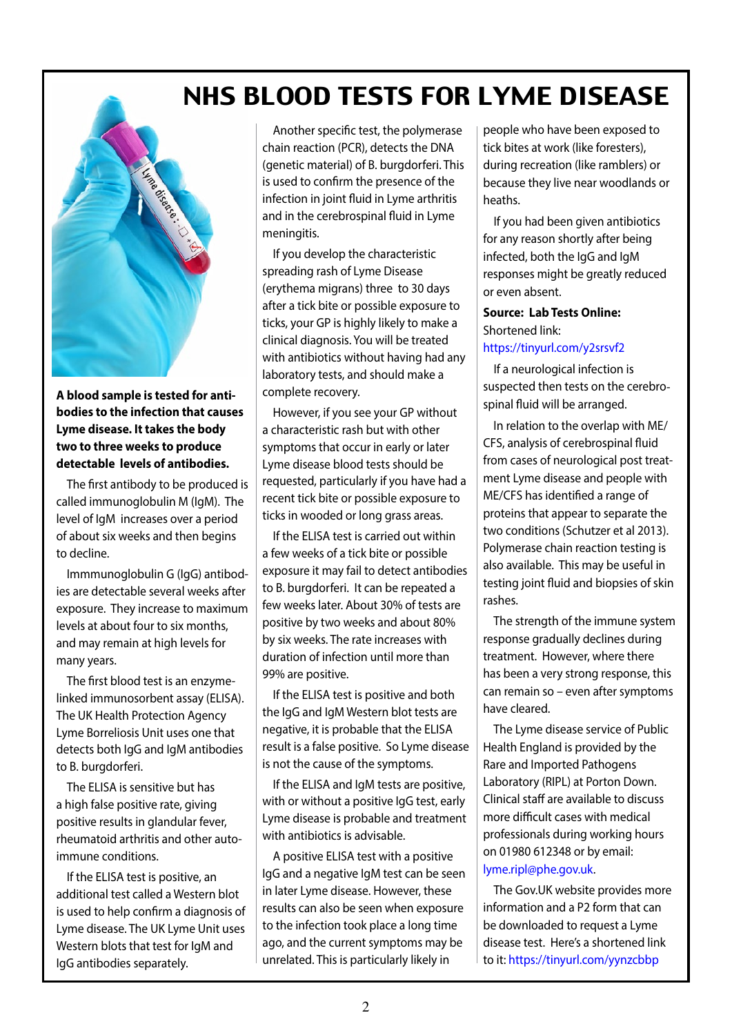# NHS BLOOD TESTS FOR LYME DISEASE

**A blood sample is tested for antibodies to the infection that causes Lyme disease. It takes the body two to three weeks to produce detectable levels of antibodies.**

The first antibody to be produced is called immunoglobulin M (IgM). The level of IgM increases over a period of about six weeks and then begins to decline.

Immmunoglobulin G (IgG) antibodies are detectable several weeks after exposure. They increase to maximum levels at about four to six months, and may remain at high levels for many years.

The first blood test is an enzyme-linked immunosorbent assay (ELISA). The UK Health Protection Agency Lyme Borreliosis Unit uses one that detects both IgG and IgM antibodies to B. burgdorferi.

The ELISA is sensitive but has a high false positive rate, giving positive results in glandular fever, rheumatoid arthritis and other auto-immune conditions.

If the ELISA test is positive, an additional test called a Western blot is used to help confirm a diagnosis of Lyme disease. The UK Lyme Unit uses Western blots that test for IgM and IgG antibodies separately.

Another specific test, the polymerase chain reaction (PCR), detects the DNA (genetic material) of B. burgdorferi. This is used to confirm the presence of the infection in joint fluid in Lyme arthritis and in the cerebrospinal fluid in Lyme meningitis.

If you develop the characteristic spreading rash of Lyme Disease (erythema migrans) three to 30 days after a tick bite or possible exposure to ticks, your GP is highly likely to make a clinical diagnosis. You will be treated with antibiotics without having had any laboratory tests, and should make a complete recovery.

However, if you see your GP without a characteristic rash but with other symptoms that occur in early or later Lyme disease blood tests should be requested, particularly if you have had a recent tick bite or possible exposure to ticks in wooded or long grass areas.

If the ELISA test is carried out within a few weeks of a tick bite or possible exposure it may fail to detect antibodies to B. burgdorferi. It can be repeated a few weeks later. About 30% of tests are positive by two weeks and about 80% by six weeks. The rate increases with duration of infection until more than 99% are positive.

If the ELISA test is positive and both the IgG and IgM Western blot tests are negative, it is probable that the ELISA result is a false positive. So Lyme disease is not the cause of the symptoms.

If the ELISA and IgM tests are positive, with or without a positive IgG test, early Lyme disease is probable and treatment with antibiotics is advisable.

A positive ELISA test with a positive IgG and a negative IgM test can be seen in later Lyme disease. However, these results can also be seen when exposure to the infection took place a long time ago, and the current symptoms may be unrelated. This is particularly likely in people who have been exposed to tick bites at work (like foresters), during recreation (like ramblers) or because they live near woodlands or heaths.

If you had been given antibiotics for any reason shortly after being infected, both the IgG and IgM responses might be greatly reduced or even absent.

**Source: Lab Tests Online:**
Shortened link:
https://tinyurl.com/y2srsvf2

If a neurological infection is suspected then tests on the cerebro-spinal fluid will be arranged.

In relation to the overlap with ME/CFS, analysis of cerebrospinal fluid from cases of neurological post treatment Lyme disease and people with ME/CFS has identified a range of proteins that appear to separate the two conditions (Schutzer et al 2013). Polymerase chain reaction testing is also available. This may be useful in testing joint fluid and biopsies of skin rashes.

The strength of the immune system response gradually declines during treatment. However, where there has been a very strong response, this can remain so – even after symptoms have cleared.

The Lyme disease service of Public Health England is provided by the Rare and Imported Pathogens Laboratory (RIPL) at Porton Down. Clinical staff are available to discuss more difficult cases with medical professionals during working hours on 01980 612348 or by email: lyme.ripl@phe.gov.uk.

The Gov.UK website provides more information and a P2 form that can be downloaded to request a Lyme disease test. Here's a shortened link to it: https://tinyurl.com/yynzcbbp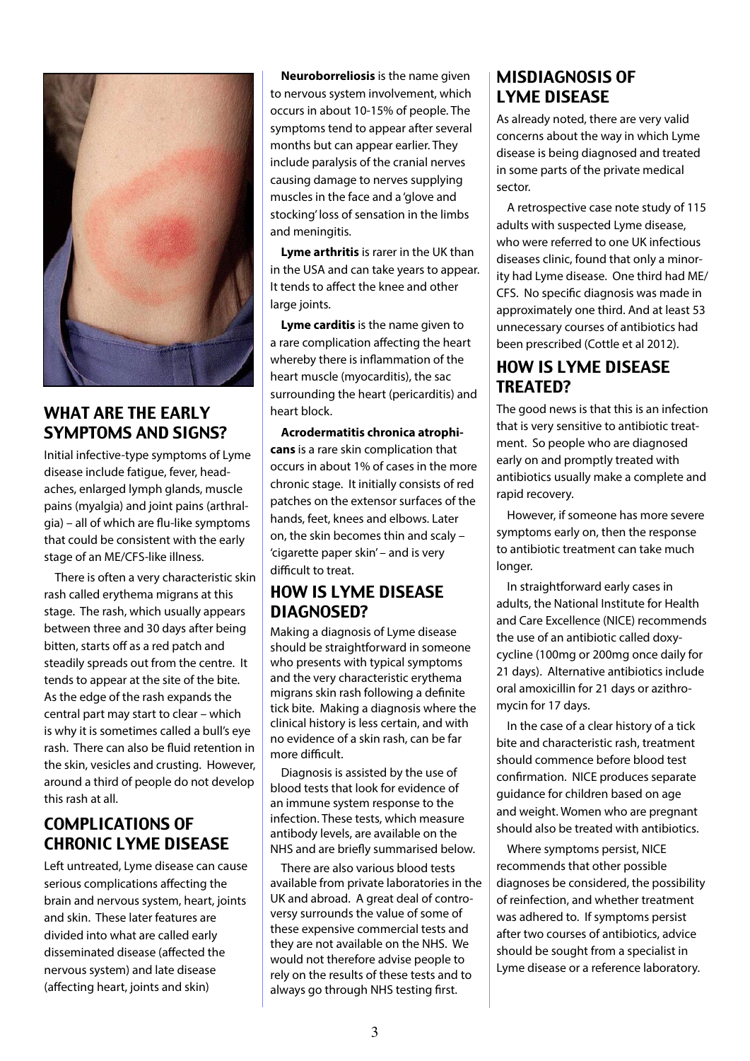## WHAT ARE THE EARLY SYMPTOMS AND SIGNS?

Initial infective-type symptoms of Lyme disease include fatigue, fever, headaches, enlarged lymph glands, muscle pains (myalgia) and joint pains (arthralgia) – all of which are flu-like symptoms that could be consistent with the early stage of an ME/CFS-like illness.

There is often a very characteristic skin rash called erythema migrans at this stage. The rash, which usually appears between three and 30 days after being bitten, starts off as a red patch and steadily spreads out from the centre. It tends to appear at the site of the bite. As the edge of the rash expands the central part may start to clear – which is why it is sometimes called a bull's eye rash. There can also be fluid retention in the skin, vesicles and crusting. However, around a third of people do not develop this rash at all.

## COMPLICATIONS OF CHRONIC LYME DISEASE

Left untreated, Lyme disease can cause serious complications affecting the brain and nervous system, heart, joints and skin. These later features are divided into what are called early disseminated disease (affected the nervous system) and late disease (affecting heart, joints and skin)

**Neuroborreliosis** is the name given to nervous system involvement, which occurs in about 10-15% of people. The symptoms tend to appear after several months but can appear earlier. They include paralysis of the cranial nerves causing damage to nerves supplying muscles in the face and a 'glove and stocking' loss of sensation in the limbs and meningitis.

**Lyme arthritis** is rarer in the UK than in the USA and can take years to appear. It tends to affect the knee and other large joints.

**Lyme carditis** is the name given to a rare complication affecting the heart whereby there is inflammation of the heart muscle (myocarditis), the sac surrounding the heart (pericarditis) and heart block.

**Acrodermatitis chronica atrophicans** is a rare skin complication that occurs in about 1% of cases in the more chronic stage. It initially consists of red patches on the extensor surfaces of the hands, feet, knees and elbows. Later on, the skin becomes thin and scaly – 'cigarette paper skin' – and is very difficult to treat.

## HOW IS LYME DISEASE DIAGNOSED?

Making a diagnosis of Lyme disease should be straightforward in someone who presents with typical symptoms and the very characteristic erythema migrans skin rash following a definite tick bite. Making a diagnosis where the clinical history is less certain, and with no evidence of a skin rash, can be far more difficult.

Diagnosis is assisted by the use of blood tests that look for evidence of an immune system response to the infection. These tests, which measure antibody levels, are available on the NHS and are briefly summarised below.

There are also various blood tests available from private laboratories in the UK and abroad. A great deal of controversy surrounds the value of some of these expensive commercial tests and they are not available on the NHS. We would not therefore advise people to rely on the results of these tests and to always go through NHS testing first.

## MISDIAGNOSIS OF LYME DISEASE

As already noted, there are very valid concerns about the way in which Lyme disease is being diagnosed and treated in some parts of the private medical sector.

A retrospective case note study of 115 adults with suspected Lyme disease, who were referred to one UK infectious diseases clinic, found that only a minority had Lyme disease. One third had ME/CFS. No specific diagnosis was made in approximately one third. And at least 53 unnecessary courses of antibiotics had been prescribed (Cottle et al 2012).

## HOW IS LYME DISEASE TREATED?

The good news is that this is an infection that is very sensitive to antibiotic treatment. So people who are diagnosed early on and promptly treated with antibiotics usually make a complete and rapid recovery.

However, if someone has more severe symptoms early on, then the response to antibiotic treatment can take much longer.

In straightforward early cases in adults, the National Institute for Health and Care Excellence (NICE) recommends the use of an antibiotic called doxycycline (100mg or 200mg once daily for 21 days). Alternative antibiotics include oral amoxicillin for 21 days or azithromycin for 17 days.

In the case of a clear history of a tick bite and characteristic rash, treatment should commence before blood test confirmation. NICE produces separate guidance for children based on age and weight. Women who are pregnant should also be treated with antibiotics.

Where symptoms persist, NICE recommends that other possible diagnoses be considered, the possibility of reinfection, and whether treatment was adhered to. If symptoms persist after two courses of antibiotics, advice should be sought from a specialist in Lyme disease or a reference laboratory.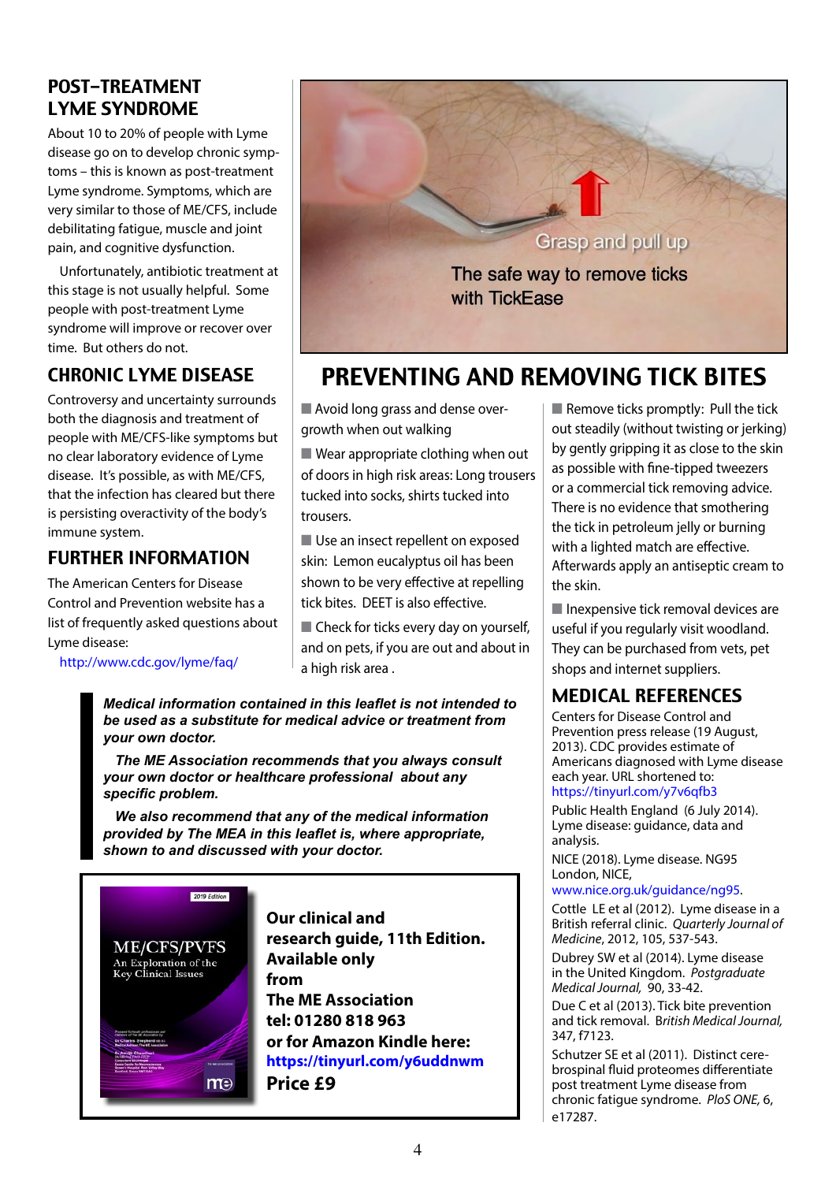## POST–TREATMENT LYME SYNDROME

About 10 to 20% of people with Lyme disease go on to develop chronic symptoms – this is known as post-treatment Lyme syndrome. Symptoms, which are very similar to those of ME/CFS, include debilitating fatigue, muscle and joint pain, and cognitive dysfunction.

Unfortunately, antibiotic treatment at this stage is not usually helpful. Some people with post-treatment Lyme syndrome will improve or recover over time. But others do not.

## CHRONIC LYME DISEASE

Controversy and uncertainty surrounds both the diagnosis and treatment of people with ME/CFS-like symptoms but no clear laboratory evidence of Lyme disease. It's possible, as with ME/CFS, that the infection has cleared but there is persisting overactivity of the body's immune system.

## FURTHER INFORMATION

The American Centers for Disease Control and Prevention website has a list of frequently asked questions about Lyme disease:

http://www.cdc.gov/lyme/faq/

Grasp and pull up

The safe way to remove ticks with TickEase

## PREVENTING AND REMOVING TICK BITES

- Avoid long grass and dense overgrowth when out walking
- Wear appropriate clothing when out of doors in high risk areas: Long trousers tucked into socks, shirts tucked into trousers.
- Use an insect repellent on exposed skin: Lemon eucalyptus oil has been shown to be very effective at repelling tick bites. DEET is also effective.
- Check for ticks every day on yourself, and on pets, if you are out and about in a high risk area .
- Remove ticks promptly: Pull the tick out steadily (without twisting or jerking) by gently gripping it as close to the skin as possible with fine-tipped tweezers or a commercial tick removing advice. There is no evidence that smothering the tick in petroleum jelly or burning with a lighted match are effective. Afterwards apply an antiseptic cream to the skin.
- Inexpensive tick removal devices are useful if you regularly visit woodland. They can be purchased from vets, pet shops and internet suppliers.

***Medical information contained in this leaflet is not intended to be used as a substitute for medical advice or treatment from your own doctor.***

***The ME Association recommends that you always consult your own doctor or healthcare professional about any specific problem.***

***We also recommend that any of the medical information provided by The MEA in this leaflet is, where appropriate, shown to and discussed with your doctor.***

**Our clinical and research guide, 11th Edition. Available only from The ME Association tel: 01280 818 963 or for Amazon Kindle here: https://tinyurl.com/y6uddnwm Price £9**

## MEDICAL REFERENCES

Centers for Disease Control and Prevention press release (19 August, 2013). CDC provides estimate of Americans diagnosed with Lyme disease each year. URL shortened to: https://tinyurl.com/y7v6qfb3

Public Health England (6 July 2014). Lyme disease: guidance, data and analysis.

NICE (2018). Lyme disease. NG95 London, NICE, www.nice.org.uk/guidance/ng95.

Cottle LE et al (2012). Lyme disease in a British referral clinic. *Quarterly Journal of Medicine*, 2012, 105, 537-543.

Dubrey SW et al (2014). Lyme disease in the United Kingdom. *Postgraduate Medical Journal,* 90, 33-42.

Due C et al (2013). Tick bite prevention and tick removal. *British Medical Journal,* 347, f7123.

Schutzer SE et al (2011). Distinct cerebrospinal fluid proteomes differentiate post treatment Lyme disease from chronic fatigue syndrome. *PloS ONE,* 6, e17287.